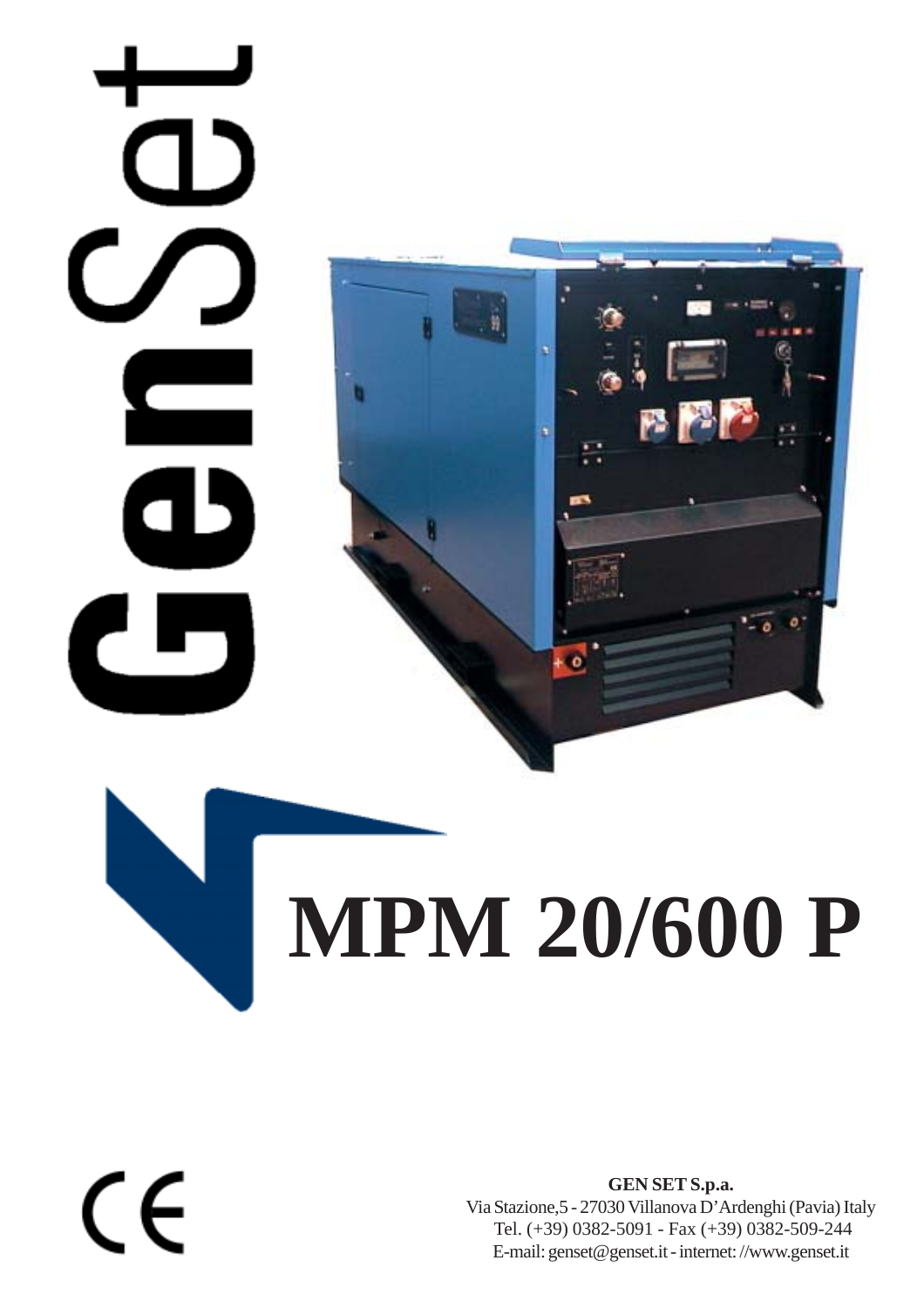GenSet

# MPM 20/600 P

CE

**GEN SET S.p.a.**
Via Stazione,5 - 27030 Villanova D'Ardenghi (Pavia) Italy
Tel. (+39) 0382-5091 - Fax (+39) 0382-509-244
E-mail: genset@genset.it - internet: //www.genset.it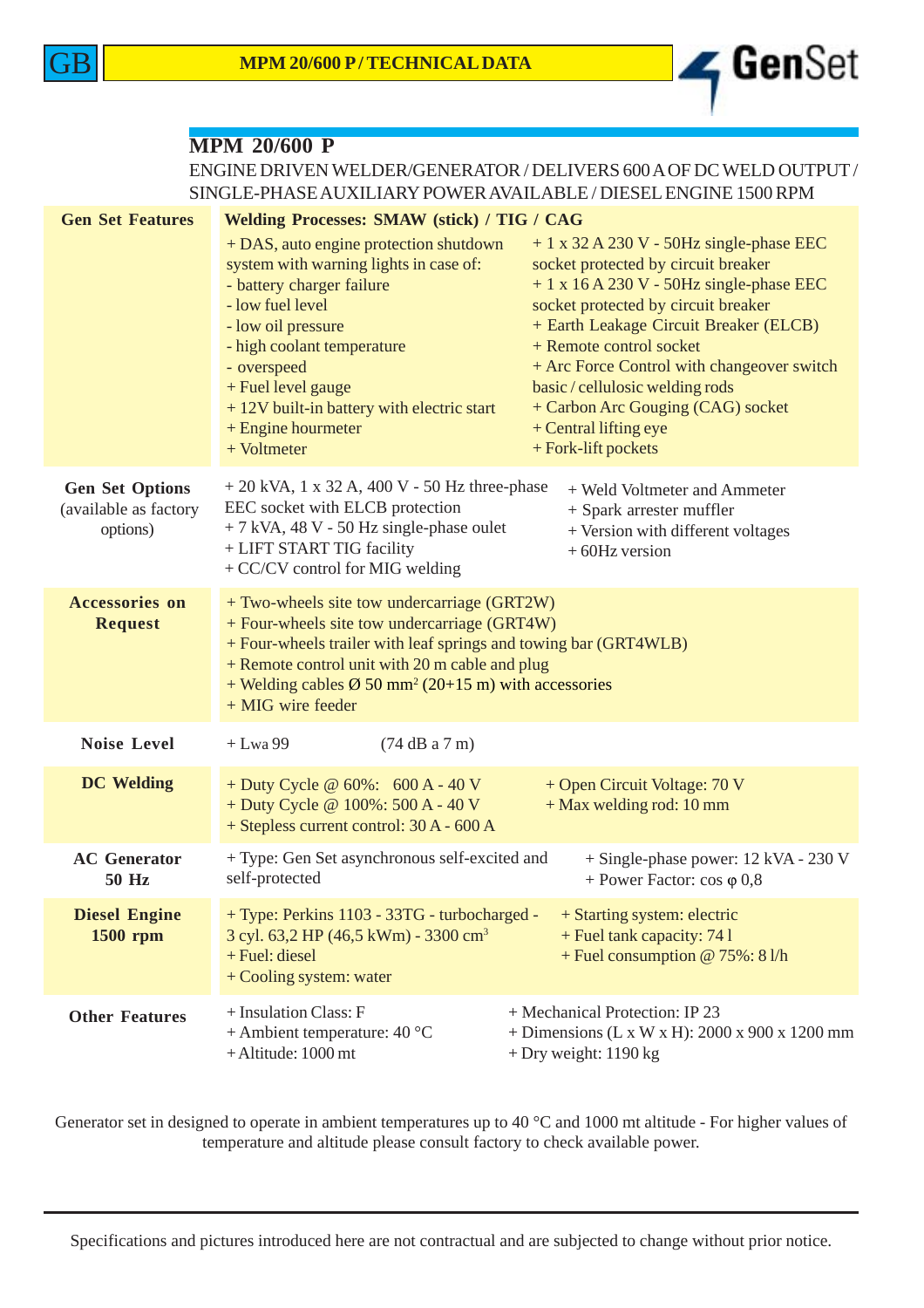GB | MPM 20/600 P / TECHNICAL DATA

## MPM 20/600 P

ENGINE DRIVEN WELDER/GENERATOR / DELIVERS 600 A OF DC WELD OUTPUT / SINGLE-PHASE AUXILIARY POWER AVAILABLE / DIESEL ENGINE 1500 RPM

| | | |
|---|---|---|
| **Gen Set Features** | **Welding Processes: SMAW (stick) / TIG / CAG**<br>+ DAS, auto engine protection shutdown system with warning lights in case of:<br>- battery charger failure<br>- low fuel level<br>- low oil pressure<br>- high coolant temperature<br>- overspeed<br>+ Fuel level gauge<br>+ 12V built-in battery with electric start<br>+ Engine hourmeter<br>+ Voltmeter | + 1 x 32 A 230 V - 50Hz single-phase EEC socket protected by circuit breaker<br>+ 1 x 16 A 230 V - 50Hz single-phase EEC socket protected by circuit breaker<br>+ Earth Leakage Circuit Breaker (ELCB)<br>+ Remote control socket<br>+ Arc Force Control with changeover switch basic / cellulosic welding rods<br>+ Carbon Arc Gouging (CAG) socket<br>+ Central lifting eye<br>+ Fork-lift pockets |
| **Gen Set Options** (available as factory options) | + 20 kVA, 1 x 32 A, 400 V - 50 Hz three-phase EEC socket with ELCB protection<br>+ 7 kVA, 48 V - 50 Hz single-phase oulet<br>+ LIFT START TIG facility<br>+ CC/CV control for MIG welding | + Weld Voltmeter and Ammeter<br>+ Spark arrester muffler<br>+ Version with different voltages<br>+ 60Hz version |
| **Accessories on Request** | + Two-wheels site tow undercarriage (GRT2W)<br>+ Four-wheels site tow undercarriage (GRT4W)<br>+ Four-wheels trailer with leaf springs and towing bar (GRT4WLB)<br>+ Remote control unit with 20 m cable and plug<br>+ Welding cables Ø 50 mm² (20+15 m) with accessories<br>+ MIG wire feeder | |
| **Noise Level** | + Lwa 99 (74 dB a 7 m) | |
| **DC Welding** | + Duty Cycle @ 60%: 600 A - 40 V<br>+ Duty Cycle @ 100%: 500 A - 40 V<br>+ Stepless current control: 30 A - 600 A | + Open Circuit Voltage: 70 V<br>+ Max welding rod: 10 mm |
| **AC Generator 50 Hz** | + Type: Gen Set asynchronous self-excited and self-protected | + Single-phase power: 12 kVA - 230 V<br>+ Power Factor: cos φ 0,8 |
| **Diesel Engine 1500 rpm** | + Type: Perkins 1103 - 33TG - turbocharged - 3 cyl. 63,2 HP (46,5 kWm) - 3300 cm³<br>+ Fuel: diesel<br>+ Cooling system: water | + Starting system: electric<br>+ Fuel tank capacity: 74 l<br>+ Fuel consumption @ 75%: 8 l/h |
| **Other Features** | + Insulation Class: F<br>+ Ambient temperature: 40 °C<br>+ Altitude: 1000 mt | + Mechanical Protection: IP 23<br>+ Dimensions (L x W x H): 2000 x 900 x 1200 mm<br>+ Dry weight: 1190 kg |

Generator set in designed to operate in ambient temperatures up to 40 °C and 1000 mt altitude - For higher values of temperature and altitude please consult factory to check available power.

Specifications and pictures introduced here are not contractual and are subjected to change without prior notice.